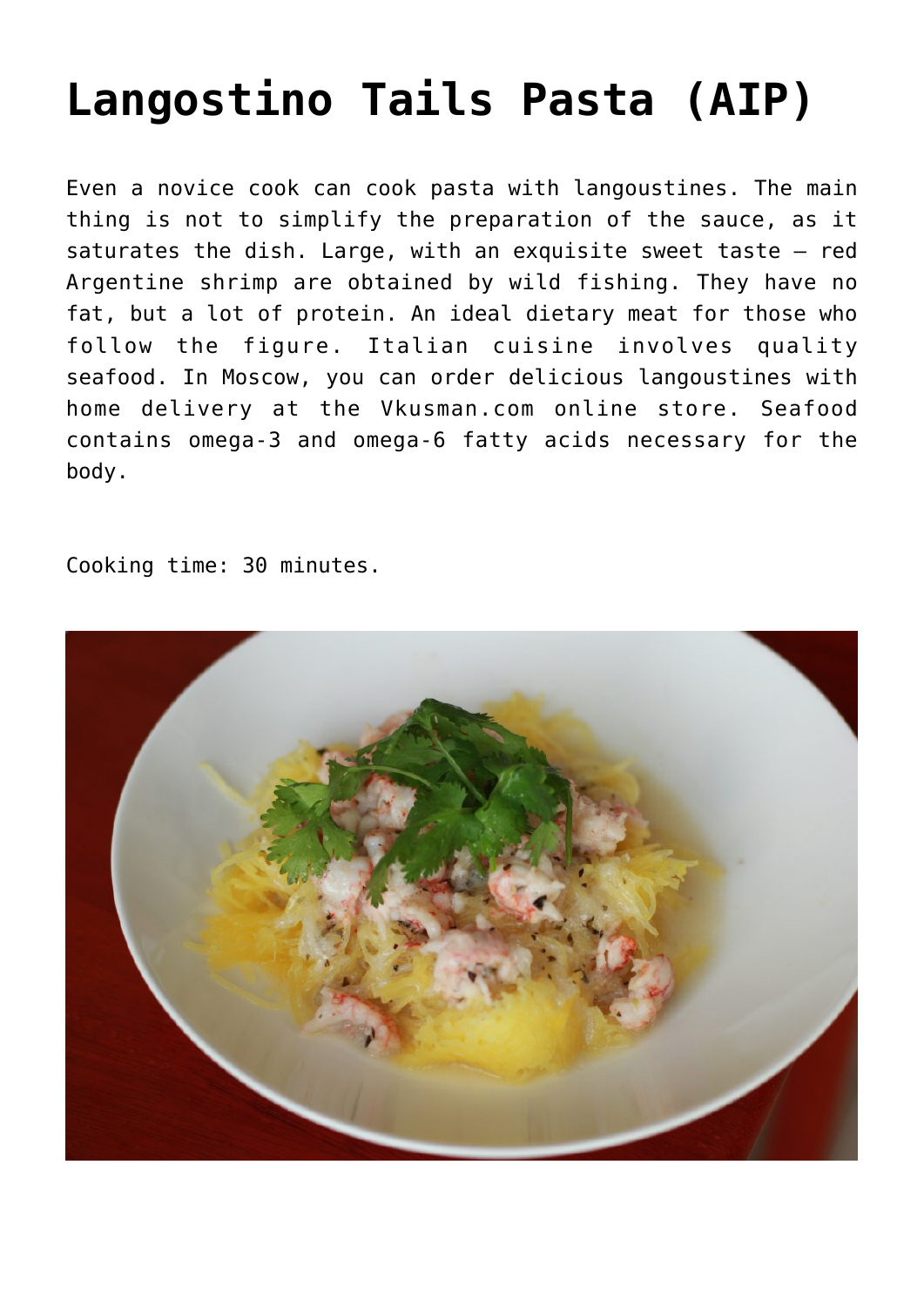# Langostino Tails Pasta (AIP)

Even a novice cook can cook pasta with langoustines. The main thing is not to simplify the preparation of the sauce, as it saturates the dish. Large, with an exquisite sweet taste – red Argentine shrimp are obtained by wild fishing. They have no fat, but a lot of protein. An ideal dietary meat for those who follow the figure. Italian cuisine involves quality seafood. In Moscow, you can order delicious langoustines with home delivery at the Vkusman.com online store. Seafood contains omega-3 and omega-6 fatty acids necessary for the body.

Cooking time: 30 minutes.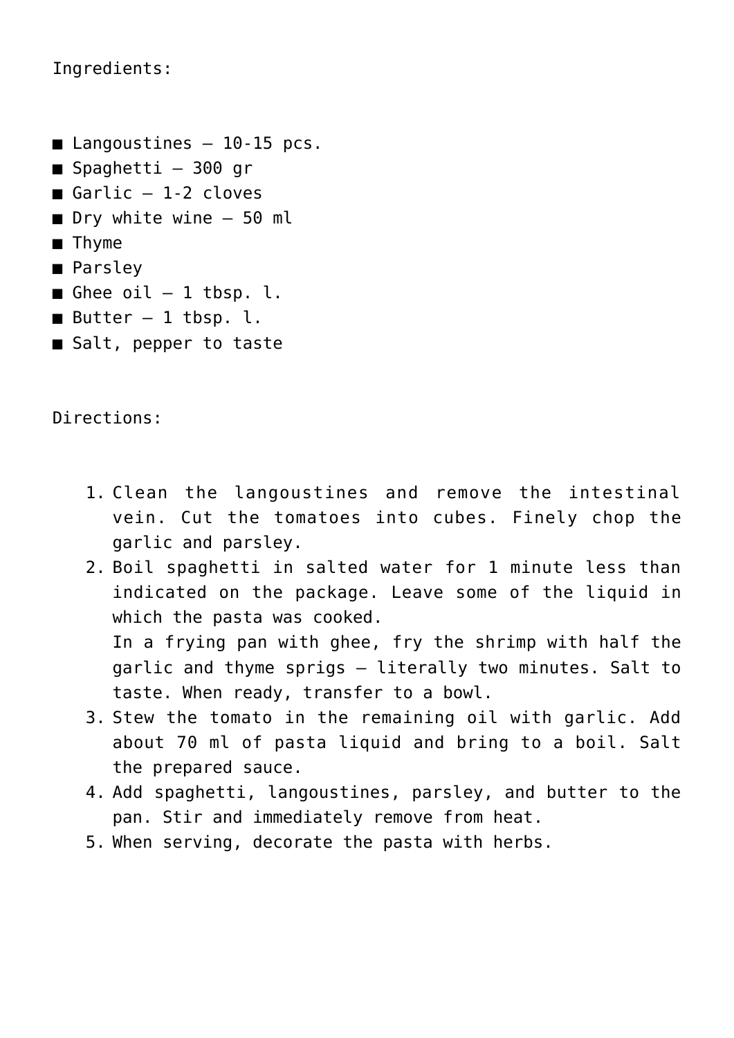Ingredients:

- Langoustines – 10-15 pcs.
- Spaghetti – 300 gr
- Garlic – 1-2 cloves
- Dry white wine – 50 ml
- Thyme
- Parsley
- Ghee oil – 1 tbsp. l.
- Butter – 1 tbsp. l.
- Salt, pepper to taste

Directions:

1. Clean the langoustines and remove the intestinal vein. Cut the tomatoes into cubes. Finely chop the garlic and parsley.
2. Boil spaghetti in salted water for 1 minute less than indicated on the package. Leave some of the liquid in which the pasta was cooked.
   In a frying pan with ghee, fry the shrimp with half the garlic and thyme sprigs – literally two minutes. Salt to taste. When ready, transfer to a bowl.
3. Stew the tomato in the remaining oil with garlic. Add about 70 ml of pasta liquid and bring to a boil. Salt the prepared sauce.
4. Add spaghetti, langoustines, parsley, and butter to the pan. Stir and immediately remove from heat.
5. When serving, decorate the pasta with herbs.